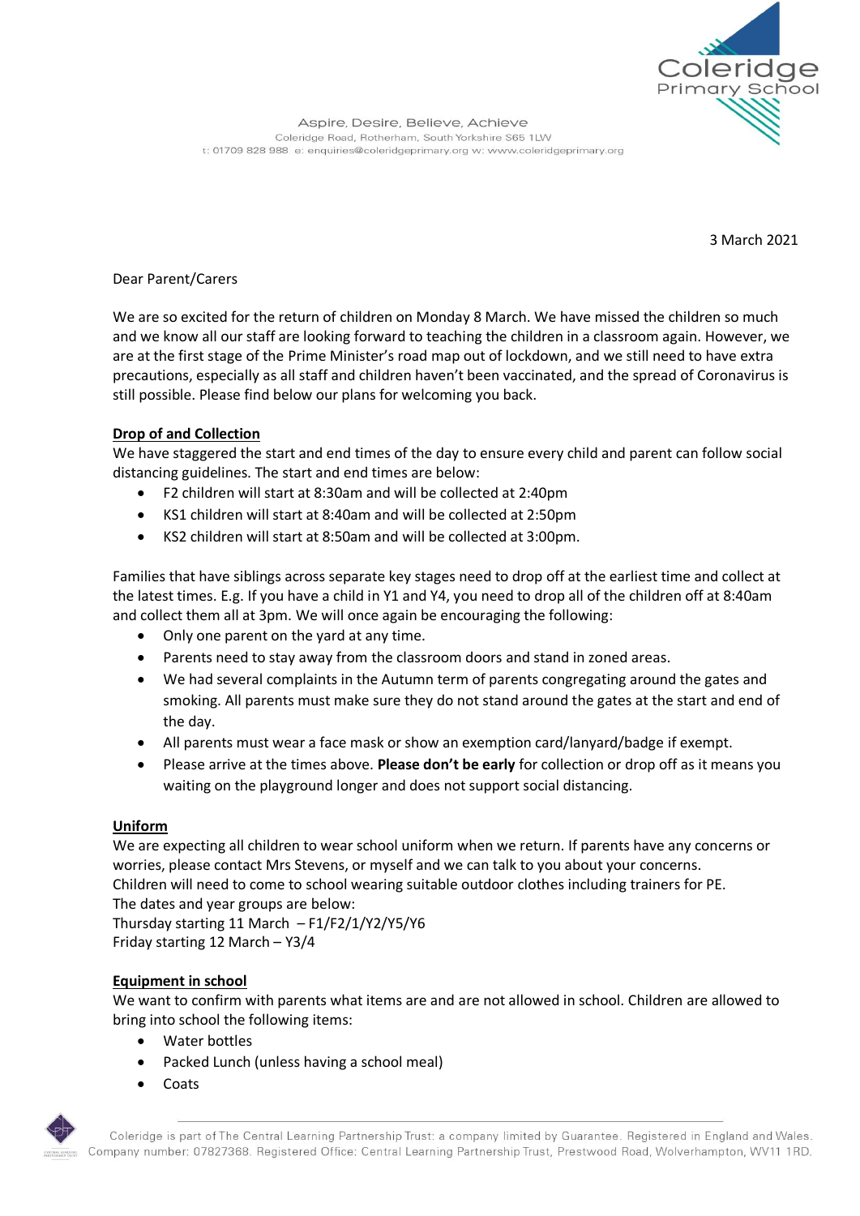Coleridge Primary School

Aspire, Desire, Believe, Achieve
Coleridge Road, Rotherham, South Yorkshire S65 1LW
t: 01709 828 988 e: enquiries@coleridgeprimary.org w: www.coleridgeprimary.org

3 March 2021

Dear Parent/Carers

We are so excited for the return of children on Monday 8 March. We have missed the children so much and we know all our staff are looking forward to teaching the children in a classroom again. However, we are at the first stage of the Prime Minister's road map out of lockdown, and we still need to have extra precautions, especially as all staff and children haven't been vaccinated, and the spread of Coronavirus is still possible. Please find below our plans for welcoming you back.

**Drop of and Collection**

We have staggered the start and end times of the day to ensure every child and parent can follow social distancing guidelines. The start and end times are below:

- F2 children will start at 8:30am and will be collected at 2:40pm
- KS1 children will start at 8:40am and will be collected at 2:50pm
- KS2 children will start at 8:50am and will be collected at 3:00pm.

Families that have siblings across separate key stages need to drop off at the earliest time and collect at the latest times. E.g. If you have a child in Y1 and Y4, you need to drop all of the children off at 8:40am and collect them all at 3pm. We will once again be encouraging the following:

- Only one parent on the yard at any time.
- Parents need to stay away from the classroom doors and stand in zoned areas.
- We had several complaints in the Autumn term of parents congregating around the gates and smoking. All parents must make sure they do not stand around the gates at the start and end of the day.
- All parents must wear a face mask or show an exemption card/lanyard/badge if exempt.
- Please arrive at the times above. **Please don't be early** for collection or drop off as it means you waiting on the playground longer and does not support social distancing.

**Uniform**

We are expecting all children to wear school uniform when we return. If parents have any concerns or worries, please contact Mrs Stevens, or myself and we can talk to you about your concerns.
Children will need to come to school wearing suitable outdoor clothes including trainers for PE.
The dates and year groups are below:
Thursday starting 11 March – F1/F2/1/Y2/Y5/Y6
Friday starting 12 March – Y3/4

**Equipment in school**

We want to confirm with parents what items are and are not allowed in school. Children are allowed to bring into school the following items:

- Water bottles
- Packed Lunch (unless having a school meal)
- Coats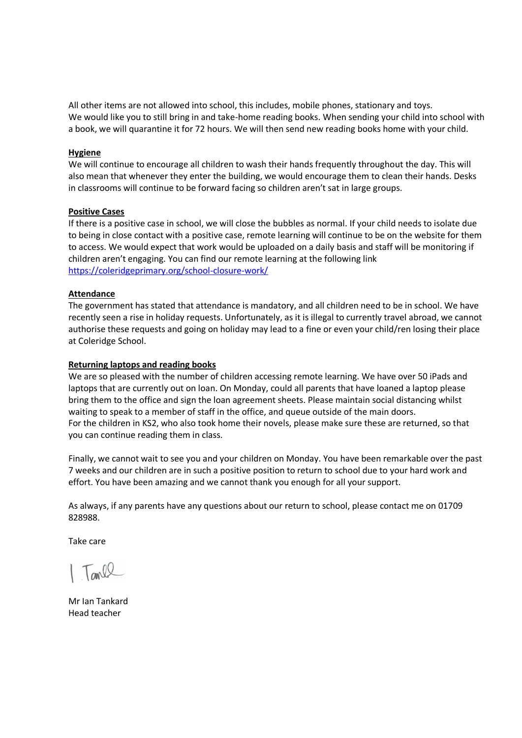All other items are not allowed into school, this includes, mobile phones, stationary and toys.
We would like you to still bring in and take-home reading books. When sending your child into school with a book, we will quarantine it for 72 hours. We will then send new reading books home with your child.

**Hygiene**

We will continue to encourage all children to wash their hands frequently throughout the day. This will also mean that whenever they enter the building, we would encourage them to clean their hands. Desks in classrooms will continue to be forward facing so children aren't sat in large groups.

**Positive Cases**

If there is a positive case in school, we will close the bubbles as normal. If your child needs to isolate due to being in close contact with a positive case, remote learning will continue to be on the website for them to access. We would expect that work would be uploaded on a daily basis and staff will be monitoring if children aren't engaging. You can find our remote learning at the following link
https://coleridgeprimary.org/school-closure-work/

**Attendance**

The government has stated that attendance is mandatory, and all children need to be in school. We have recently seen a rise in holiday requests. Unfortunately, as it is illegal to currently travel abroad, we cannot authorise these requests and going on holiday may lead to a fine or even your child/ren losing their place at Coleridge School.

**Returning laptops and reading books**

We are so pleased with the number of children accessing remote learning. We have over 50 iPads and laptops that are currently out on loan. On Monday, could all parents that have loaned a laptop please bring them to the office and sign the loan agreement sheets. Please maintain social distancing whilst waiting to speak to a member of staff in the office, and queue outside of the main doors.
For the children in KS2, who also took home their novels, please make sure these are returned, so that you can continue reading them in class.

Finally, we cannot wait to see you and your children on Monday. You have been remarkable over the past 7 weeks and our children are in such a positive position to return to school due to your hard work and effort. You have been amazing and we cannot thank you enough for all your support.

As always, if any parents have any questions about our return to school, please contact me on 01709 828988.

Take care

I Tankard

Mr Ian Tankard
Head teacher